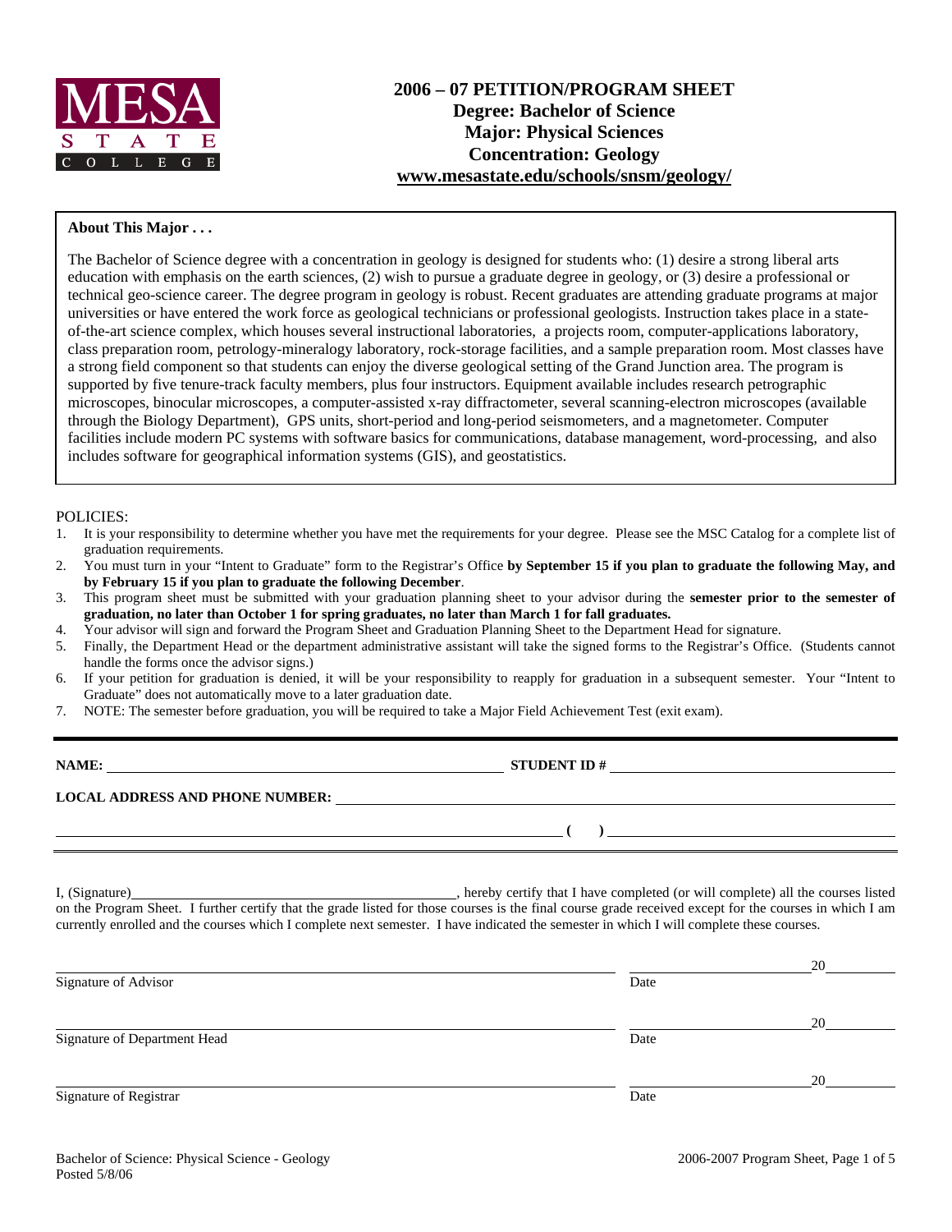MESA STATE COLLEGE

# 2006 – 07 PETITION/PROGRAM SHEET
## Degree: Bachelor of Science
## Major: Physical Sciences
## Concentration: Geology
## www.mesastate.edu/schools/snsm/geology/

**About This Major . . .**

The Bachelor of Science degree with a concentration in geology is designed for students who: (1) desire a strong liberal arts education with emphasis on the earth sciences, (2) wish to pursue a graduate degree in geology, or (3) desire a professional or technical geo-science career. The degree program in geology is robust. Recent graduates are attending graduate programs at major universities or have entered the work force as geological technicians or professional geologists. Instruction takes place in a state-of-the-art science complex, which houses several instructional laboratories, a projects room, computer-applications laboratory, class preparation room, petrology-mineralogy laboratory, rock-storage facilities, and a sample preparation room. Most classes have a strong field component so that students can enjoy the diverse geological setting of the Grand Junction area. The program is supported by five tenure-track faculty members, plus four instructors. Equipment available includes research petrographic microscopes, binocular microscopes, a computer-assisted x-ray diffractometer, several scanning-electron microscopes (available through the Biology Department), GPS units, short-period and long-period seismometers, and a magnetometer. Computer facilities include modern PC systems with software basics for communications, database management, word-processing, and also includes software for geographical information systems (GIS), and geostatistics.

POLICIES:

1. It is your responsibility to determine whether you have met the requirements for your degree. Please see the MSC Catalog for a complete list of graduation requirements.
2. You must turn in your "Intent to Graduate" form to the Registrar's Office **by September 15 if you plan to graduate the following May, and by February 15 if you plan to graduate the following December**.
3. This program sheet must be submitted with your graduation planning sheet to your advisor during the **semester prior to the semester of graduation, no later than October 1 for spring graduates, no later than March 1 for fall graduates.**
4. Your advisor will sign and forward the Program Sheet and Graduation Planning Sheet to the Department Head for signature.
5. Finally, the Department Head or the department administrative assistant will take the signed forms to the Registrar's Office. (Students cannot handle the forms once the advisor signs.)
6. If your petition for graduation is denied, it will be your responsibility to reapply for graduation in a subsequent semester. Your "Intent to Graduate" does not automatically move to a later graduation date.
7. NOTE: The semester before graduation, you will be required to take a Major Field Achievement Test (exit exam).

**NAME:** ______________________________ **STUDENT ID #** ______________________________

**LOCAL ADDRESS AND PHONE NUMBER:** ______________________________

______________________________ **( )** ______________________________

I, (Signature)______________________________, hereby certify that I have completed (or will complete) all the courses listed on the Program Sheet. I further certify that the grade listed for those courses is the final course grade received except for the courses in which I am currently enrolled and the courses which I complete next semester. I have indicated the semester in which I will complete these courses.

______________________________ ______________ 20______
Signature of Advisor Date

______________________________ ______________ 20______
Signature of Department Head Date

______________________________ ______________ 20______
Signature of Registrar Date

Bachelor of Science: Physical Science - Geology
Posted 5/8/06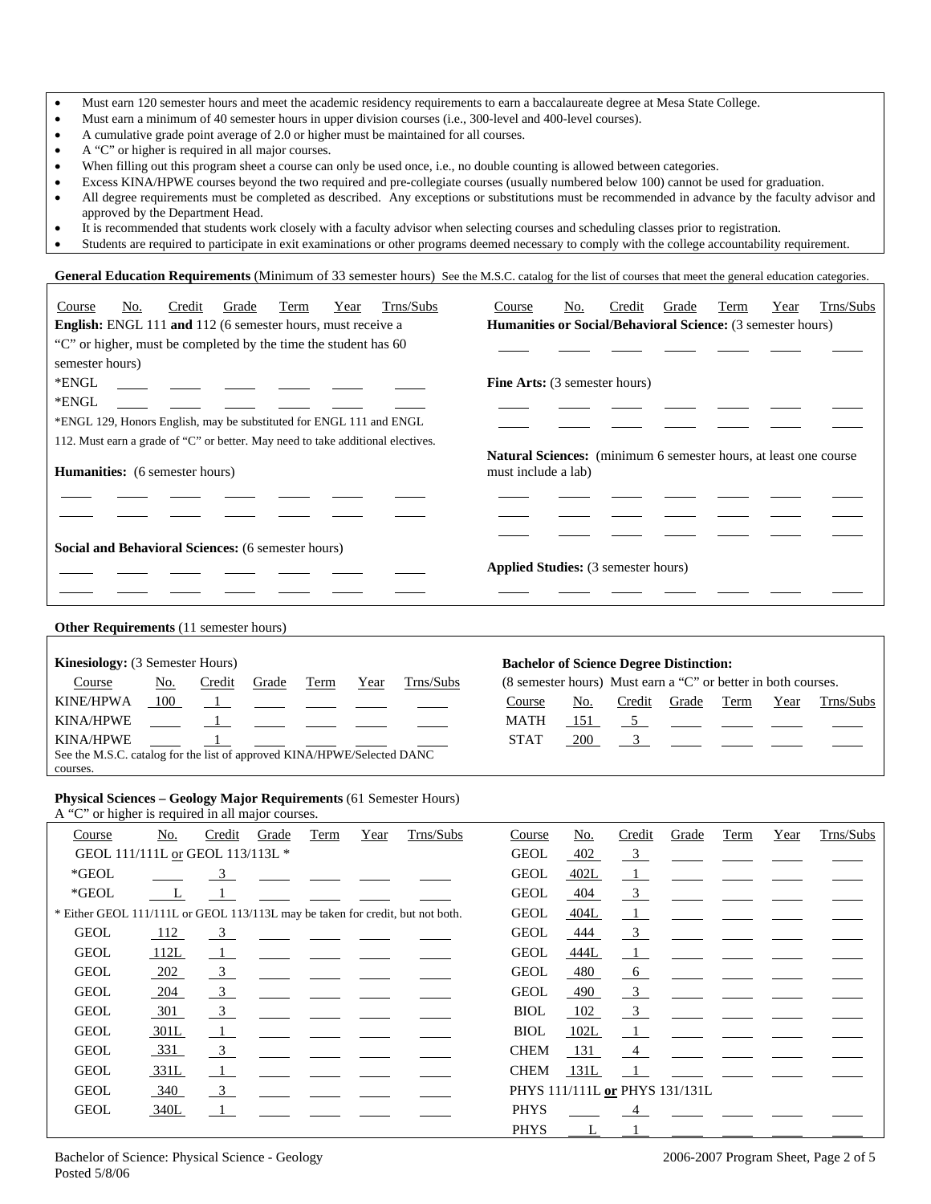- Must earn 120 semester hours and meet the academic residency requirements to earn a baccalaureate degree at Mesa State College.
- Must earn a minimum of 40 semester hours in upper division courses (i.e., 300-level and 400-level courses).
- A cumulative grade point average of 2.0 or higher must be maintained for all courses.
- A "C" or higher is required in all major courses.
- When filling out this program sheet a course can only be used once, i.e., no double counting is allowed between categories.
- Excess KINA/HPWE courses beyond the two required and pre-collegiate courses (usually numbered below 100) cannot be used for graduation.
- All degree requirements must be completed as described. Any exceptions or substitutions must be recommended in advance by the faculty advisor and approved by the Department Head.
- It is recommended that students work closely with a faculty advisor when selecting courses and scheduling classes prior to registration.
- Students are required to participate in exit examinations or other programs deemed necessary to comply with the college accountability requirement.

**General Education Requirements** (Minimum of 33 semester hours) See the M.S.C. catalog for the list of courses that meet the general education categories.

| Course | No. | Credit | Grade | Term | Year | Trns/Subs |
|---|---|---|---|---|---|---|
| **English:** ENGL 111 **and** 112 (6 semester hours, must receive a "C" or higher, must be completed by the time the student has 60 semester hours) | | | | | | |
| *ENGL | | | | | | |
| *ENGL | | | | | | |
| *ENGL 129, Honors English, may be substituted for ENGL 111 and ENGL 112. Must earn a grade of "C" or better. May need to take additional electives. | | | | | | |
| **Humanities:** (6 semester hours) | | | | | | |
| | | | | | | |
| | | | | | | |
| **Social and Behavioral Sciences:** (6 semester hours) | | | | | | |
| | | | | | | |
| | | | | | | |
| **Humanities or Social/Behavioral Science:** (3 semester hours) | | | | | | |
| | | | | | | |
| **Fine Arts:** (3 semester hours) | | | | | | |
| | | | | | | |
| | | | | | | |
| **Natural Sciences:** (minimum 6 semester hours, at least one course must include a lab) | | | | | | |
| | | | | | | |
| | | | | | | |
| | | | | | | |
| **Applied Studies:** (3 semester hours) | | | | | | |
| | | | | | | |

**Other Requirements** (11 semester hours)

**Kinesiology:** (3 Semester Hours)

| Course | No. | Credit | Grade | Term | Year | Trns/Subs |
|---|---|---|---|---|---|---|
| KINE/HPWA | 100 | 1 | | | | |
| KINA/HPWE | | 1 | | | | |
| KINA/HPWE | | 1 | | | | |

See the M.S.C. catalog for the list of approved KINA/HPWE/Selected DANC courses.

**Bachelor of Science Degree Distinction:**

(8 semester hours) Must earn a "C" or better in both courses.

| Course | No. | Credit | Grade | Term | Year | Trns/Subs |
|---|---|---|---|---|---|---|
| MATH | 151 | 5 | | | | |
| STAT | 200 | 3 | | | | |

**Physical Sciences – Geology Major Requirements** (61 Semester Hours)
A "C" or higher is required in all major courses.

| Course | No. | Credit | Grade | Term | Year | Trns/Subs |
|---|---|---|---|---|---|---|
| GEOL 111/111L or GEOL 113/113L * | | | | | | |
| *GEOL | | 3 | | | | |
| *GEOL | L | 1 | | | | |
| * Either GEOL 111/111L or GEOL 113/113L may be taken for credit, but not both. | | | | | | |
| GEOL | 112 | 3 | | | | |
| GEOL | 112L | 1 | | | | |
| GEOL | 202 | 3 | | | | |
| GEOL | 204 | 3 | | | | |
| GEOL | 301 | 3 | | | | |
| GEOL | 301L | 1 | | | | |
| GEOL | 331 | 3 | | | | |
| GEOL | 331L | 1 | | | | |
| GEOL | 340 | 3 | | | | |
| GEOL | 340L | 1 | | | | |
| GEOL | 402 | 3 | | | | |
| GEOL | 402L | 1 | | | | |
| GEOL | 404 | 3 | | | | |
| GEOL | 404L | 1 | | | | |
| GEOL | 444 | 3 | | | | |
| GEOL | 444L | 1 | | | | |
| GEOL | 480 | 6 | | | | |
| GEOL | 490 | 3 | | | | |
| BIOL | 102 | 3 | | | | |
| BIOL | 102L | 1 | | | | |
| CHEM | 131 | 4 | | | | |
| CHEM | 131L | 1 | | | | |
| PHYS 111/111L **or** PHYS 131/131L | | | | | | |
| PHYS | | 4 | | | | |
| PHYS | L | 1 | | | | |

Bachelor of Science: Physical Science - Geology
Posted 5/8/06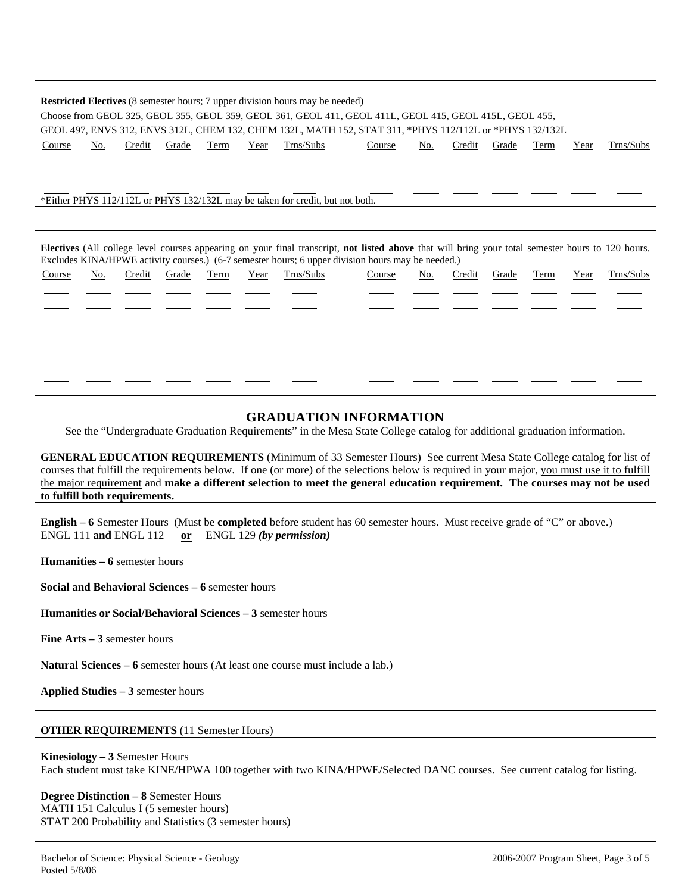**Restricted Electives** (8 semester hours; 7 upper division hours may be needed)
Choose from GEOL 325, GEOL 355, GEOL 359, GEOL 361, GEOL 411, GEOL 411L, GEOL 415, GEOL 415L, GEOL 455, GEOL 497, ENVS 312, ENVS 312L, CHEM 132, CHEM 132L, MATH 152, STAT 311, *PHYS 112/112L or *PHYS 132/132L

| Course | No. | Credit | Grade | Term | Year | Trns/Subs | Course | No. | Credit | Grade | Term | Year | Trns/Subs |
|---|---|---|---|---|---|---|---|---|---|---|---|---|---|
| | | | | | | | | | | | | | |
| | | | | | | | | | | | | | |
| | | | | | | | | | | | | | |

*Either PHYS 112/112L or PHYS 132/132L may be taken for credit, but not both.

**Electives** (All college level courses appearing on your final transcript, **not listed above** that will bring your total semester hours to 120 hours. Excludes KINA/HPWE activity courses.) (6-7 semester hours; 6 upper division hours may be needed.)

| Course | No. | Credit | Grade | Term | Year | Trns/Subs | Course | No. | Credit | Grade | Term | Year | Trns/Subs |
|---|---|---|---|---|---|---|---|---|---|---|---|---|---|
| | | | | | | | | | | | | | |
| | | | | | | | | | | | | | |
| | | | | | | | | | | | | | |
| | | | | | | | | | | | | | |
| | | | | | | | | | | | | | |
| | | | | | | | | | | | | | |
| | | | | | | | | | | | | | |

## GRADUATION INFORMATION

See the "Undergraduate Graduation Requirements" in the Mesa State College catalog for additional graduation information.

**GENERAL EDUCATION REQUIREMENTS** (Minimum of 33 Semester Hours) See current Mesa State College catalog for list of courses that fulfill the requirements below. If one (or more) of the selections below is required in your major, you must use it to fulfill the major requirement and **make a different selection to meet the general education requirement. The courses may not be used to fulfill both requirements.**

**English – 6** Semester Hours (Must be **completed** before student has 60 semester hours. Must receive grade of "C" or above.)
ENGL 111 **and** ENGL 112 **or** ENGL 129 ***(by permission)***

**Humanities – 6** semester hours

**Social and Behavioral Sciences – 6** semester hours

**Humanities or Social/Behavioral Sciences – 3** semester hours

**Fine Arts – 3** semester hours

**Natural Sciences – 6** semester hours (At least one course must include a lab.)

**Applied Studies – 3** semester hours

**OTHER REQUIREMENTS** (11 Semester Hours)

**Kinesiology – 3** Semester Hours
Each student must take KINE/HPWA 100 together with two KINA/HPWE/Selected DANC courses. See current catalog for listing.

**Degree Distinction – 8** Semester Hours
MATH 151 Calculus I (5 semester hours)
STAT 200 Probability and Statistics (3 semester hours)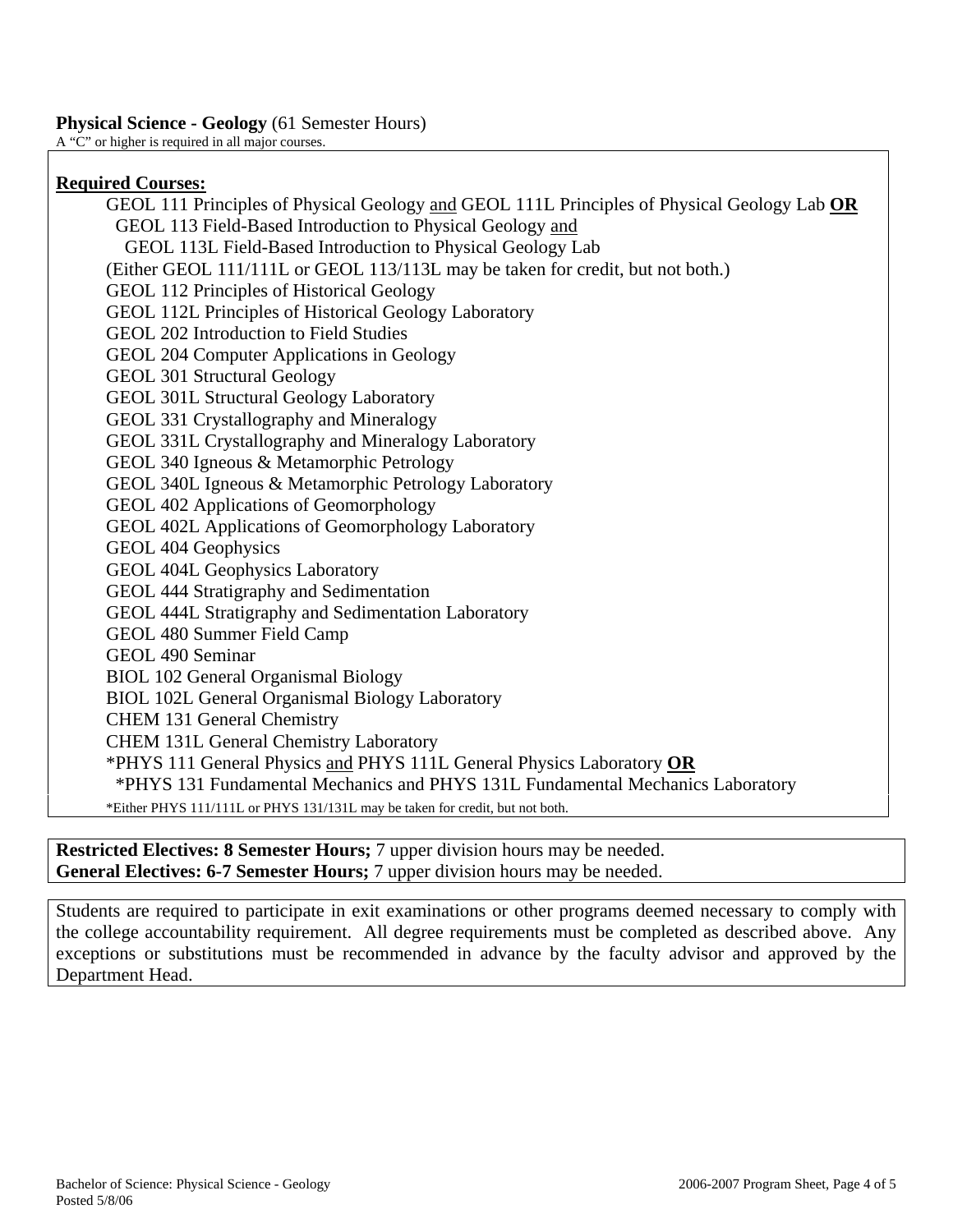**Physical Science - Geology** (61 Semester Hours)

A "C" or higher is required in all major courses.

**Required Courses:**

- GEOL 111 Principles of Physical Geology and GEOL 111L Principles of Physical Geology Lab **OR**
  GEOL 113 Field-Based Introduction to Physical Geology and
  GEOL 113L Field-Based Introduction to Physical Geology Lab
  (Either GEOL 111/111L or GEOL 113/113L may be taken for credit, but not both.)
- GEOL 112 Principles of Historical Geology
- GEOL 112L Principles of Historical Geology Laboratory
- GEOL 202 Introduction to Field Studies
- GEOL 204 Computer Applications in Geology
- GEOL 301 Structural Geology
- GEOL 301L Structural Geology Laboratory
- GEOL 331 Crystallography and Mineralogy
- GEOL 331L Crystallography and Mineralogy Laboratory
- GEOL 340 Igneous & Metamorphic Petrology
- GEOL 340L Igneous & Metamorphic Petrology Laboratory
- GEOL 402 Applications of Geomorphology
- GEOL 402L Applications of Geomorphology Laboratory
- GEOL 404 Geophysics
- GEOL 404L Geophysics Laboratory
- GEOL 444 Stratigraphy and Sedimentation
- GEOL 444L Stratigraphy and Sedimentation Laboratory
- GEOL 480 Summer Field Camp
- GEOL 490 Seminar
- BIOL 102 General Organismal Biology
- BIOL 102L General Organismal Biology Laboratory
- CHEM 131 General Chemistry
- CHEM 131L General Chemistry Laboratory
- *PHYS 111 General Physics and PHYS 111L General Physics Laboratory **OR**
  *PHYS 131 Fundamental Mechanics and PHYS 131L Fundamental Mechanics Laboratory

*Either PHYS 111/111L or PHYS 131/131L may be taken for credit, but not both.

**Restricted Electives: 8 Semester Hours;** 7 upper division hours may be needed.

**General Electives: 6-7 Semester Hours;** 7 upper division hours may be needed.

Students are required to participate in exit examinations or other programs deemed necessary to comply with the college accountability requirement. All degree requirements must be completed as described above. Any exceptions or substitutions must be recommended in advance by the faculty advisor and approved by the Department Head.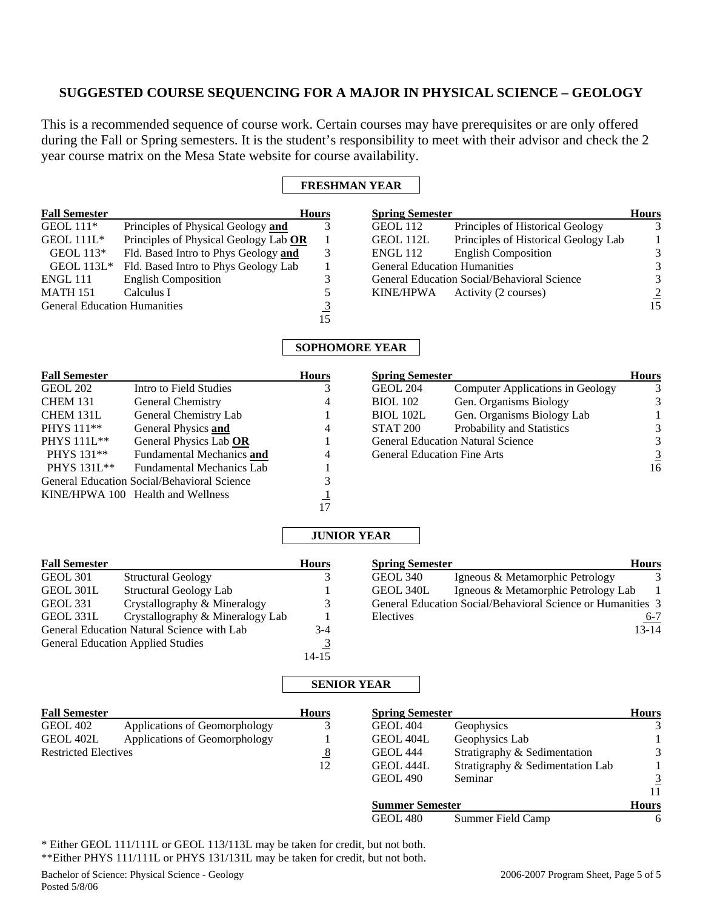## SUGGESTED COURSE SEQUENCING FOR A MAJOR IN PHYSICAL SCIENCE – GEOLOGY

This is a recommended sequence of course work. Certain courses may have prerequisites or are only offered during the Fall or Spring semesters. It is the student's responsibility to meet with their advisor and check the 2 year course matrix on the Mesa State website for course availability.

### FRESHMAN YEAR

| Fall Semester | | Hours |
|---|---|---|
| GEOL 111* | Principles of Physical Geology **and** | 3 |
| GEOL 111L* | Principles of Physical Geology Lab **OR** | 1 |
| GEOL 113* | Fld. Based Intro to Phys Geology **and** | 3 |
| GEOL 113L* | Fld. Based Intro to Phys Geology Lab | 1 |
| ENGL 111 | English Composition | 3 |
| MATH 151 | Calculus I | 5 |
| General Education Humanities | | 3 |
| | | 15 |

| Spring Semester | | Hours |
|---|---|---|
| GEOL 112 | Principles of Historical Geology | 3 |
| GEOL 112L | Principles of Historical Geology Lab | 1 |
| ENGL 112 | English Composition | 3 |
| General Education Humanities | | 3 |
| General Education Social/Behavioral Science | | 3 |
| KINE/HPWA | Activity (2 courses) | 2 |
| | | 15 |

### SOPHOMORE YEAR

| Fall Semester | | Hours |
|---|---|---|
| GEOL 202 | Intro to Field Studies | 3 |
| CHEM 131 | General Chemistry | 4 |
| CHEM 131L | General Chemistry Lab | 1 |
| PHYS 111** | General Physics **and** | 4 |
| PHYS 111L** | General Physics Lab **OR** | 1 |
| PHYS 131** | Fundamental Mechanics **and** | 4 |
| PHYS 131L** | Fundamental Mechanics Lab | 1 |
| General Education Social/Behavioral Science | | 3 |
| KINE/HPWA 100 | Health and Wellness | 1 |
| | | 17 |

| Spring Semester | | Hours |
|---|---|---|
| GEOL 204 | Computer Applications in Geology | 3 |
| BIOL 102 | Gen. Organisms Biology | 3 |
| BIOL 102L | Gen. Organisms Biology Lab | 1 |
| STAT 200 | Probability and Statistics | 3 |
| General Education Natural Science | | 3 |
| General Education Fine Arts | | 3 |
| | | 16 |

### JUNIOR YEAR

| Fall Semester | | Hours |
|---|---|---|
| GEOL 301 | Structural Geology | 3 |
| GEOL 301L | Structural Geology Lab | 1 |
| GEOL 331 | Crystallography & Mineralogy | 3 |
| GEOL 331L | Crystallography & Mineralogy Lab | 1 |
| General Education Natural Science with Lab | | 3-4 |
| General Education Applied Studies | | 3 |
| | | 14-15 |

| Spring Semester | | Hours |
|---|---|---|
| GEOL 340 | Igneous & Metamorphic Petrology | 3 |
| GEOL 340L | Igneous & Metamorphic Petrology Lab | 1 |
| General Education Social/Behavioral Science or Humanities | | 3 |
| Electives | | 6-7 |
| | | 13-14 |

### SENIOR YEAR

| Fall Semester | | Hours |
|---|---|---|
| GEOL 402 | Applications of Geomorphology | 3 |
| GEOL 402L | Applications of Geomorphology | 1 |
| Restricted Electives | | 8 |
| | | 12 |

| Spring Semester | | Hours |
|---|---|---|
| GEOL 404 | Geophysics | 3 |
| GEOL 404L | Geophysics Lab | 1 |
| GEOL 444 | Stratigraphy & Sedimentation | 3 |
| GEOL 444L | Stratigraphy & Sedimentation Lab | 1 |
| GEOL 490 | Seminar | 3 |
| | | 11 |

| Summer Semester | | Hours |
|---|---|---|
| GEOL 480 | Summer Field Camp | 6 |

* Either GEOL 111/111L or GEOL 113/113L may be taken for credit, but not both.
**Either PHYS 111/111L or PHYS 131/131L may be taken for credit, but not both.

Bachelor of Science: Physical Science - Geology
Posted 5/8/06